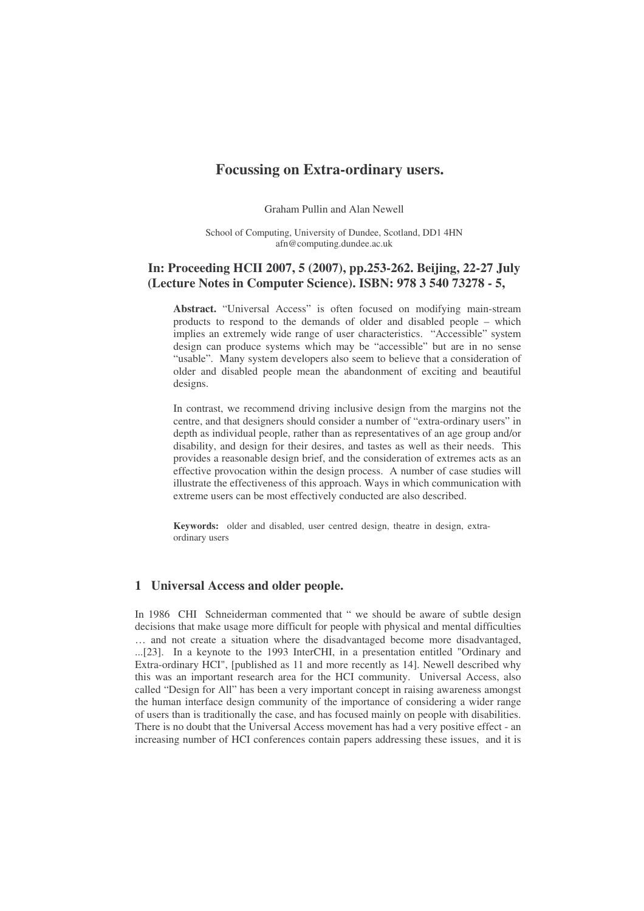# Focussing on Extra-ordinary users.

Graham Pullin and Alan Newell

School of Computing, University of Dundee, Scotland, DD1 4HN
afn@computing.dundee.ac.uk

## In: Proceeding HCII 2007, 5 (2007), pp.253-262. Beijing, 22-27 July (Lecture Notes in Computer Science). ISBN: 978 3 540 73278 - 5,

**Abstract.** "Universal Access" is often focused on modifying main-stream products to respond to the demands of older and disabled people – which implies an extremely wide range of user characteristics. "Accessible" system design can produce systems which may be "accessible" but are in no sense "usable". Many system developers also seem to believe that a consideration of older and disabled people mean the abandonment of exciting and beautiful designs.

In contrast, we recommend driving inclusive design from the margins not the centre, and that designers should consider a number of "extra-ordinary users" in depth as individual people, rather than as representatives of an age group and/or disability, and design for their desires, and tastes as well as their needs. This provides a reasonable design brief, and the consideration of extremes acts as an effective provocation within the design process. A number of case studies will illustrate the effectiveness of this approach. Ways in which communication with extreme users can be most effectively conducted are also described.

**Keywords:** older and disabled, user centred design, theatre in design, extra-ordinary users

## 1 Universal Access and older people.

In 1986 CHI Schneiderman commented that " we should be aware of subtle design decisions that make usage more difficult for people with physical and mental difficulties … and not create a situation where the disadvantaged become more disadvantaged, ...[23]. In a keynote to the 1993 InterCHI, in a presentation entitled "Ordinary and Extra-ordinary HCI", [published as 11 and more recently as 14]. Newell described why this was an important research area for the HCI community. Universal Access, also called "Design for All" has been a very important concept in raising awareness amongst the human interface design community of the importance of considering a wider range of users than is traditionally the case, and has focused mainly on people with disabilities. There is no doubt that the Universal Access movement has had a very positive effect - an increasing number of HCI conferences contain papers addressing these issues, and it is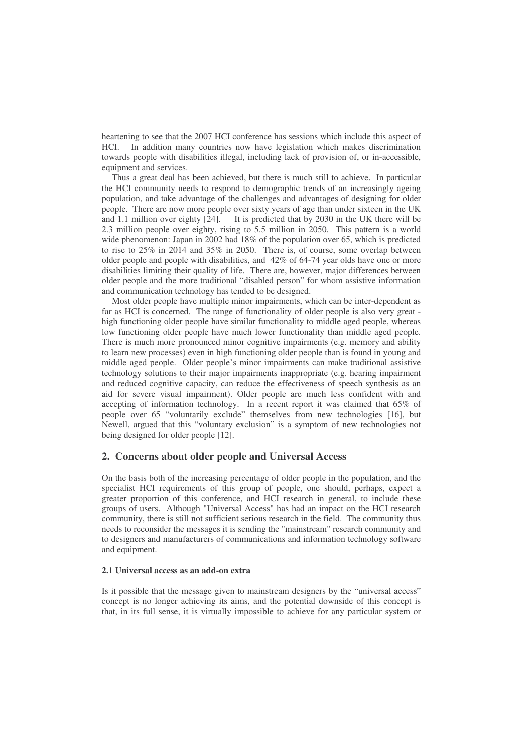heartening to see that the 2007 HCI conference has sessions which include this aspect of HCI. In addition many countries now have legislation which makes discrimination towards people with disabilities illegal, including lack of provision of, or in-accessible, equipment and services.

Thus a great deal has been achieved, but there is much still to achieve. In particular the HCI community needs to respond to demographic trends of an increasingly ageing population, and take advantage of the challenges and advantages of designing for older people. There are now more people over sixty years of age than under sixteen in the UK and 1.1 million over eighty [24]. It is predicted that by 2030 in the UK there will be 2.3 million people over eighty, rising to 5.5 million in 2050. This pattern is a world wide phenomenon: Japan in 2002 had 18% of the population over 65, which is predicted to rise to 25% in 2014 and 35% in 2050. There is, of course, some overlap between older people and people with disabilities, and 42% of 64-74 year olds have one or more disabilities limiting their quality of life. There are, however, major differences between older people and the more traditional "disabled person" for whom assistive information and communication technology has tended to be designed.

Most older people have multiple minor impairments, which can be inter-dependent as far as HCI is concerned. The range of functionality of older people is also very great - high functioning older people have similar functionality to middle aged people, whereas low functioning older people have much lower functionality than middle aged people. There is much more pronounced minor cognitive impairments (e.g. memory and ability to learn new processes) even in high functioning older people than is found in young and middle aged people. Older people's minor impairments can make traditional assistive technology solutions to their major impairments inappropriate (e.g. hearing impairment and reduced cognitive capacity, can reduce the effectiveness of speech synthesis as an aid for severe visual impairment). Older people are much less confident with and accepting of information technology. In a recent report it was claimed that 65% of people over 65 "voluntarily exclude" themselves from new technologies [16], but Newell, argued that this "voluntary exclusion" is a symptom of new technologies not being designed for older people [12].

## 2. Concerns about older people and Universal Access

On the basis both of the increasing percentage of older people in the population, and the specialist HCI requirements of this group of people, one should, perhaps, expect a greater proportion of this conference, and HCI research in general, to include these groups of users. Although "Universal Access" has had an impact on the HCI research community, there is still not sufficient serious research in the field. The community thus needs to reconsider the messages it is sending the "mainstream" research community and to designers and manufacturers of communications and information technology software and equipment.

### 2.1 Universal access as an add-on extra

Is it possible that the message given to mainstream designers by the "universal access" concept is no longer achieving its aims, and the potential downside of this concept is that, in its full sense, it is virtually impossible to achieve for any particular system or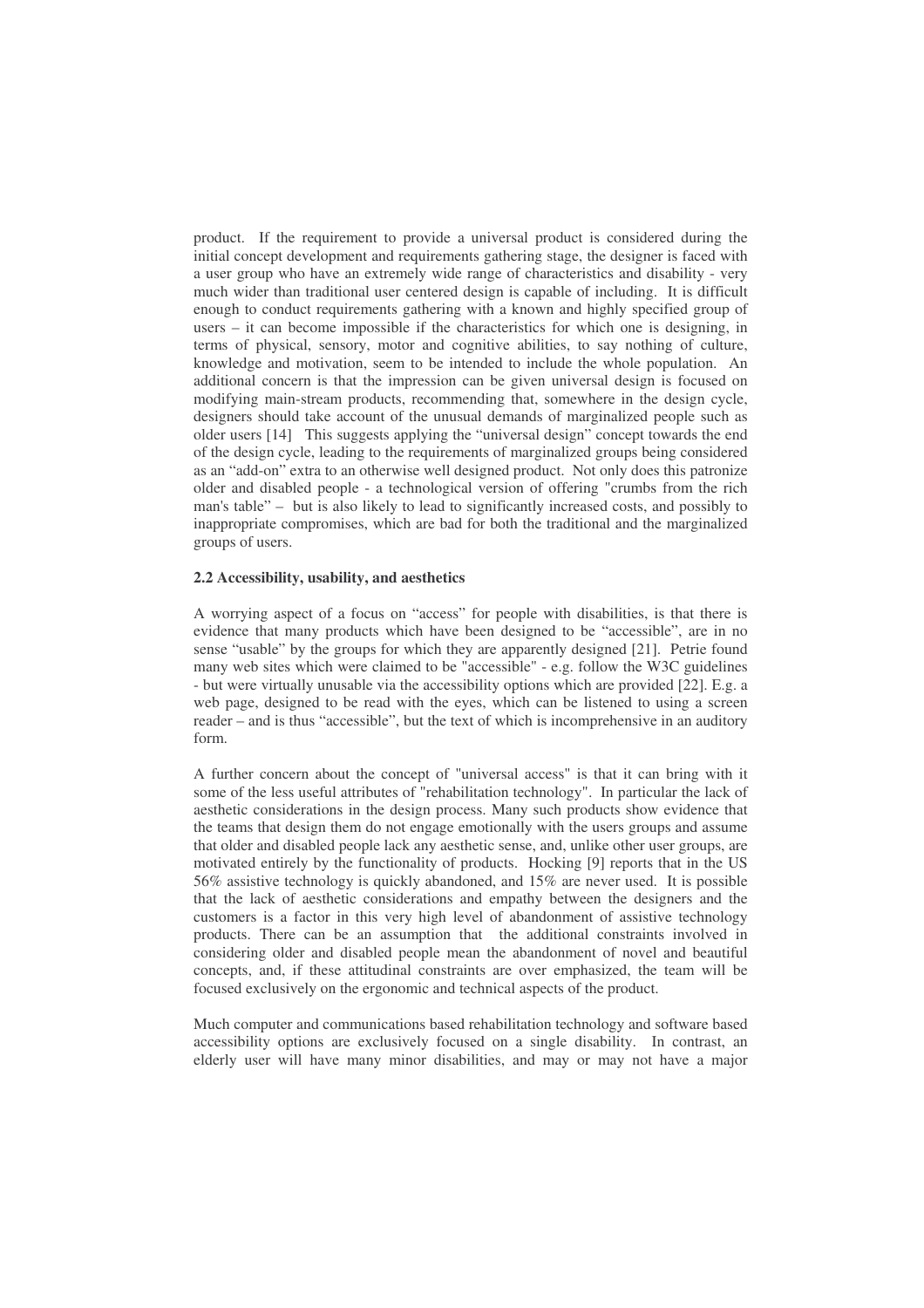product. If the requirement to provide a universal product is considered during the initial concept development and requirements gathering stage, the designer is faced with a user group who have an extremely wide range of characteristics and disability - very much wider than traditional user centered design is capable of including. It is difficult enough to conduct requirements gathering with a known and highly specified group of users – it can become impossible if the characteristics for which one is designing, in terms of physical, sensory, motor and cognitive abilities, to say nothing of culture, knowledge and motivation, seem to be intended to include the whole population. An additional concern is that the impression can be given universal design is focused on modifying main-stream products, recommending that, somewhere in the design cycle, designers should take account of the unusual demands of marginalized people such as older users [14] This suggests applying the "universal design" concept towards the end of the design cycle, leading to the requirements of marginalized groups being considered as an "add-on" extra to an otherwise well designed product. Not only does this patronize older and disabled people - a technological version of offering "crumbs from the rich man's table" – but is also likely to lead to significantly increased costs, and possibly to inappropriate compromises, which are bad for both the traditional and the marginalized groups of users.

### 2.2 Accessibility, usability, and aesthetics

A worrying aspect of a focus on "access" for people with disabilities, is that there is evidence that many products which have been designed to be "accessible", are in no sense "usable" by the groups for which they are apparently designed [21]. Petrie found many web sites which were claimed to be "accessible" - e.g. follow the W3C guidelines - but were virtually unusable via the accessibility options which are provided [22]. E.g. a web page, designed to be read with the eyes, which can be listened to using a screen reader – and is thus "accessible", but the text of which is incomprehensive in an auditory form.

A further concern about the concept of "universal access" is that it can bring with it some of the less useful attributes of "rehabilitation technology". In particular the lack of aesthetic considerations in the design process. Many such products show evidence that the teams that design them do not engage emotionally with the users groups and assume that older and disabled people lack any aesthetic sense, and, unlike other user groups, are motivated entirely by the functionality of products. Hocking [9] reports that in the US 56% assistive technology is quickly abandoned, and 15% are never used. It is possible that the lack of aesthetic considerations and empathy between the designers and the customers is a factor in this very high level of abandonment of assistive technology products. There can be an assumption that the additional constraints involved in considering older and disabled people mean the abandonment of novel and beautiful concepts, and, if these attitudinal constraints are over emphasized, the team will be focused exclusively on the ergonomic and technical aspects of the product.

Much computer and communications based rehabilitation technology and software based accessibility options are exclusively focused on a single disability. In contrast, an elderly user will have many minor disabilities, and may or may not have a major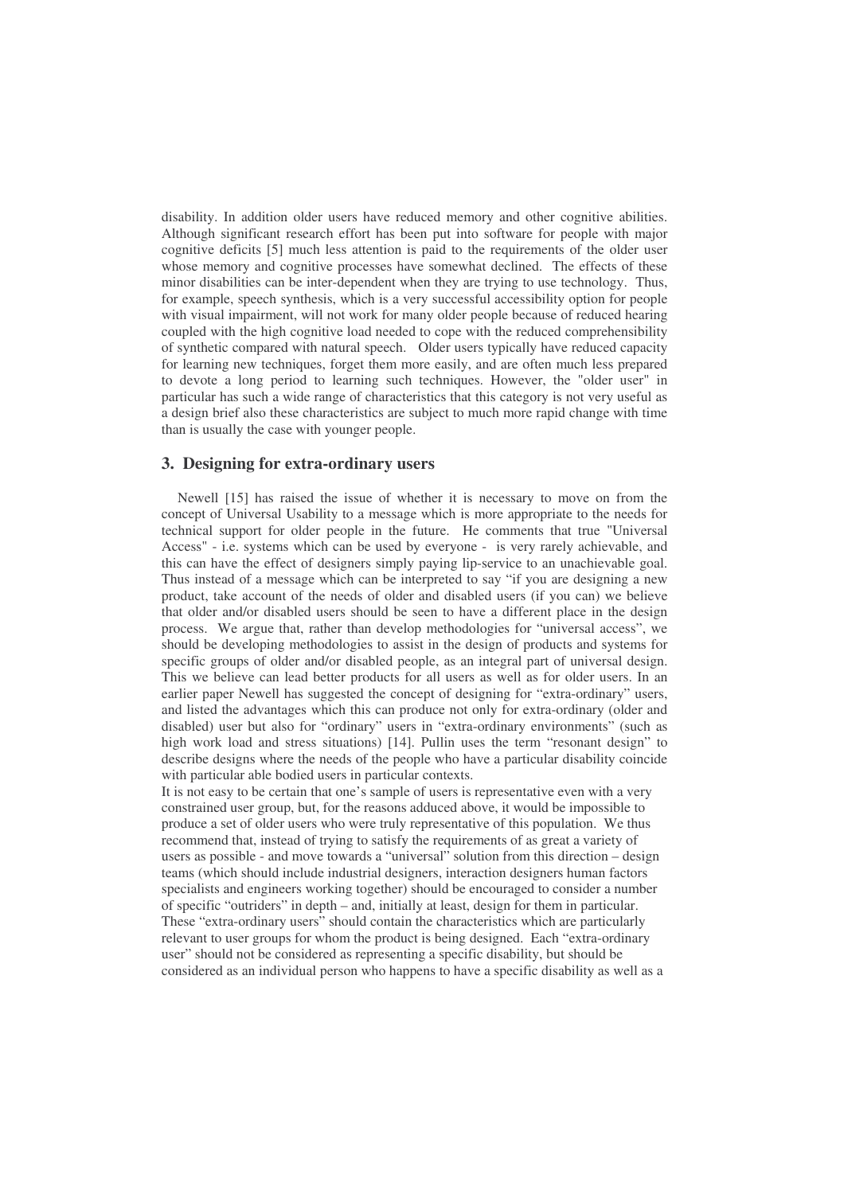disability. In addition older users have reduced memory and other cognitive abilities. Although significant research effort has been put into software for people with major cognitive deficits [5] much less attention is paid to the requirements of the older user whose memory and cognitive processes have somewhat declined. The effects of these minor disabilities can be inter-dependent when they are trying to use technology. Thus, for example, speech synthesis, which is a very successful accessibility option for people with visual impairment, will not work for many older people because of reduced hearing coupled with the high cognitive load needed to cope with the reduced comprehensibility of synthetic compared with natural speech. Older users typically have reduced capacity for learning new techniques, forget them more easily, and are often much less prepared to devote a long period to learning such techniques. However, the "older user" in particular has such a wide range of characteristics that this category is not very useful as a design brief also these characteristics are subject to much more rapid change with time than is usually the case with younger people.

## 3. Designing for extra-ordinary users

Newell [15] has raised the issue of whether it is necessary to move on from the concept of Universal Usability to a message which is more appropriate to the needs for technical support for older people in the future. He comments that true "Universal Access" - i.e. systems which can be used by everyone - is very rarely achievable, and this can have the effect of designers simply paying lip-service to an unachievable goal. Thus instead of a message which can be interpreted to say "if you are designing a new product, take account of the needs of older and disabled users (if you can) we believe that older and/or disabled users should be seen to have a different place in the design process. We argue that, rather than develop methodologies for "universal access", we should be developing methodologies to assist in the design of products and systems for specific groups of older and/or disabled people, as an integral part of universal design. This we believe can lead better products for all users as well as for older users. In an earlier paper Newell has suggested the concept of designing for "extra-ordinary" users, and listed the advantages which this can produce not only for extra-ordinary (older and disabled) user but also for "ordinary" users in "extra-ordinary environments" (such as high work load and stress situations) [14]. Pullin uses the term "resonant design" to describe designs where the needs of the people who have a particular disability coincide with particular able bodied users in particular contexts.

It is not easy to be certain that one's sample of users is representative even with a very constrained user group, but, for the reasons adduced above, it would be impossible to produce a set of older users who were truly representative of this population. We thus recommend that, instead of trying to satisfy the requirements of as great a variety of users as possible - and move towards a "universal" solution from this direction – design teams (which should include industrial designers, interaction designers human factors specialists and engineers working together) should be encouraged to consider a number of specific "outriders" in depth – and, initially at least, design for them in particular. These "extra-ordinary users" should contain the characteristics which are particularly relevant to user groups for whom the product is being designed. Each "extra-ordinary user" should not be considered as representing a specific disability, but should be considered as an individual person who happens to have a specific disability as well as a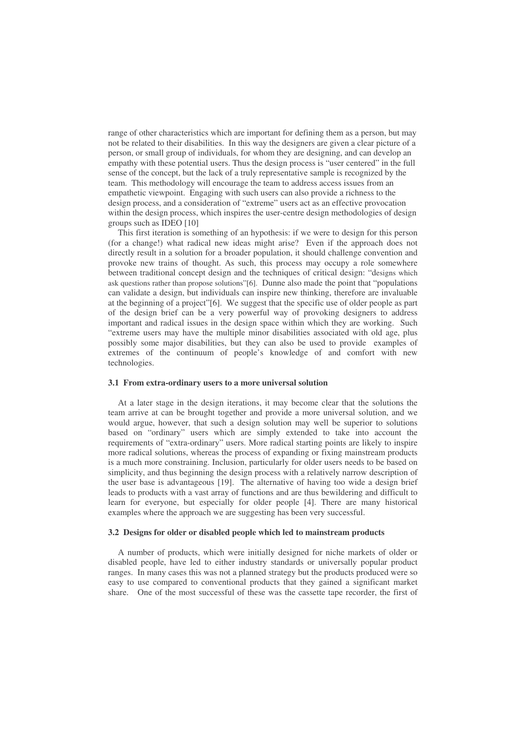range of other characteristics which are important for defining them as a person, but may not be related to their disabilities. In this way the designers are given a clear picture of a person, or small group of individuals, for whom they are designing, and can develop an empathy with these potential users. Thus the design process is "user centered" in the full sense of the concept, but the lack of a truly representative sample is recognized by the team. This methodology will encourage the team to address access issues from an empathetic viewpoint. Engaging with such users can also provide a richness to the design process, and a consideration of "extreme" users act as an effective provocation within the design process, which inspires the user-centre design methodologies of design groups such as IDEO [10]

This first iteration is something of an hypothesis: if we were to design for this person (for a change!) what radical new ideas might arise? Even if the approach does not directly result in a solution for a broader population, it should challenge convention and provoke new trains of thought. As such, this process may occupy a role somewhere between traditional concept design and the techniques of critical design: "designs which ask questions rather than propose solutions"[6]. Dunne also made the point that "populations can validate a design, but individuals can inspire new thinking, therefore are invaluable at the beginning of a project"[6]. We suggest that the specific use of older people as part of the design brief can be a very powerful way of provoking designers to address important and radical issues in the design space within which they are working. Such "extreme users may have the multiple minor disabilities associated with old age, plus possibly some major disabilities, but they can also be used to provide examples of extremes of the continuum of people's knowledge of and comfort with new technologies.

### 3.1 From extra-ordinary users to a more universal solution

At a later stage in the design iterations, it may become clear that the solutions the team arrive at can be brought together and provide a more universal solution, and we would argue, however, that such a design solution may well be superior to solutions based on "ordinary" users which are simply extended to take into account the requirements of "extra-ordinary" users. More radical starting points are likely to inspire more radical solutions, whereas the process of expanding or fixing mainstream products is a much more constraining. Inclusion, particularly for older users needs to be based on simplicity, and thus beginning the design process with a relatively narrow description of the user base is advantageous [19]. The alternative of having too wide a design brief leads to products with a vast array of functions and are thus bewildering and difficult to learn for everyone, but especially for older people [4]. There are many historical examples where the approach we are suggesting has been very successful.

### 3.2 Designs for older or disabled people which led to mainstream products

A number of products, which were initially designed for niche markets of older or disabled people, have led to either industry standards or universally popular product ranges. In many cases this was not a planned strategy but the products produced were so easy to use compared to conventional products that they gained a significant market share. One of the most successful of these was the cassette tape recorder, the first of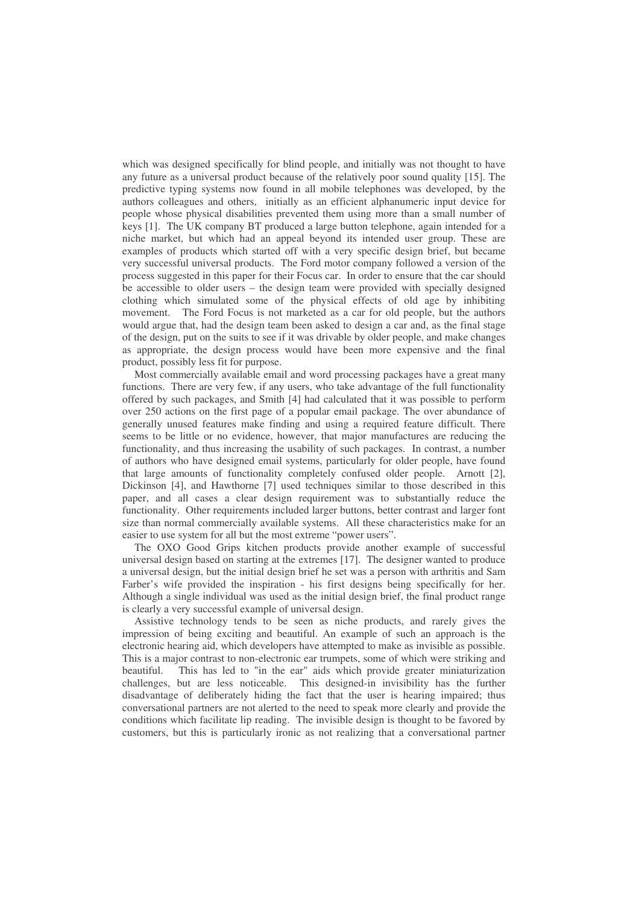which was designed specifically for blind people, and initially was not thought to have any future as a universal product because of the relatively poor sound quality [15]. The predictive typing systems now found in all mobile telephones was developed, by the authors colleagues and others, initially as an efficient alphanumeric input device for people whose physical disabilities prevented them using more than a small number of keys [1]. The UK company BT produced a large button telephone, again intended for a niche market, but which had an appeal beyond its intended user group. These are examples of products which started off with a very specific design brief, but became very successful universal products. The Ford motor company followed a version of the process suggested in this paper for their Focus car. In order to ensure that the car should be accessible to older users – the design team were provided with specially designed clothing which simulated some of the physical effects of old age by inhibiting movement. The Ford Focus is not marketed as a car for old people, but the authors would argue that, had the design team been asked to design a car and, as the final stage of the design, put on the suits to see if it was drivable by older people, and make changes as appropriate, the design process would have been more expensive and the final product, possibly less fit for purpose.

Most commercially available email and word processing packages have a great many functions. There are very few, if any users, who take advantage of the full functionality offered by such packages, and Smith [4] had calculated that it was possible to perform over 250 actions on the first page of a popular email package. The over abundance of generally unused features make finding and using a required feature difficult. There seems to be little or no evidence, however, that major manufactures are reducing the functionality, and thus increasing the usability of such packages. In contrast, a number of authors who have designed email systems, particularly for older people, have found that large amounts of functionality completely confused older people. Arnott [2], Dickinson [4], and Hawthorne [7] used techniques similar to those described in this paper, and all cases a clear design requirement was to substantially reduce the functionality. Other requirements included larger buttons, better contrast and larger font size than normal commercially available systems. All these characteristics make for an easier to use system for all but the most extreme "power users".

The OXO Good Grips kitchen products provide another example of successful universal design based on starting at the extremes [17]. The designer wanted to produce a universal design, but the initial design brief he set was a person with arthritis and Sam Farber's wife provided the inspiration - his first designs being specifically for her. Although a single individual was used as the initial design brief, the final product range is clearly a very successful example of universal design.

Assistive technology tends to be seen as niche products, and rarely gives the impression of being exciting and beautiful. An example of such an approach is the electronic hearing aid, which developers have attempted to make as invisible as possible. This is a major contrast to non-electronic ear trumpets, some of which were striking and beautiful. This has led to "in the ear" aids which provide greater miniaturization challenges, but are less noticeable. This designed-in invisibility has the further disadvantage of deliberately hiding the fact that the user is hearing impaired; thus conversational partners are not alerted to the need to speak more clearly and provide the conditions which facilitate lip reading. The invisible design is thought to be favored by customers, but this is particularly ironic as not realizing that a conversational partner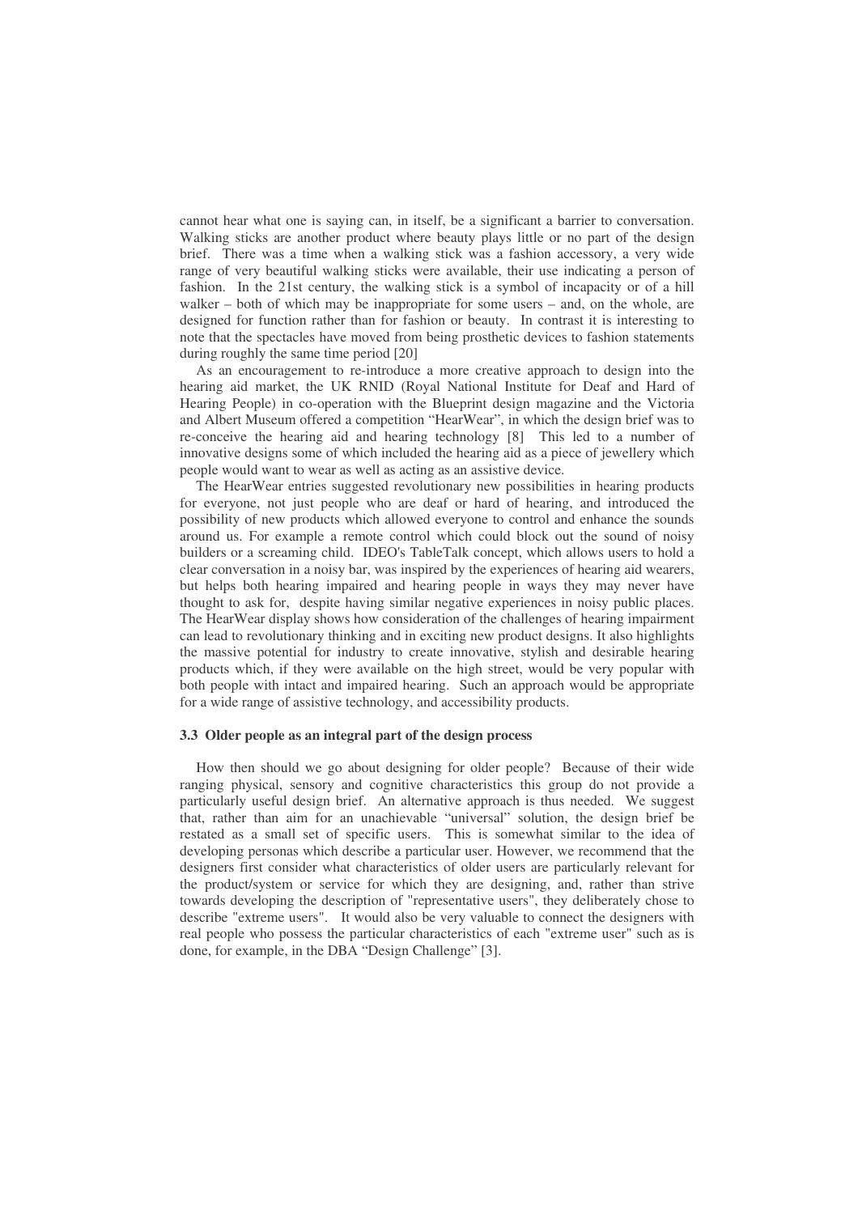cannot hear what one is saying can, in itself, be a significant a barrier to conversation. Walking sticks are another product where beauty plays little or no part of the design brief. There was a time when a walking stick was a fashion accessory, a very wide range of very beautiful walking sticks were available, their use indicating a person of fashion. In the 21st century, the walking stick is a symbol of incapacity or of a hill walker – both of which may be inappropriate for some users – and, on the whole, are designed for function rather than for fashion or beauty. In contrast it is interesting to note that the spectacles have moved from being prosthetic devices to fashion statements during roughly the same time period [20]

As an encouragement to re-introduce a more creative approach to design into the hearing aid market, the UK RNID (Royal National Institute for Deaf and Hard of Hearing People) in co-operation with the Blueprint design magazine and the Victoria and Albert Museum offered a competition "HearWear", in which the design brief was to re-conceive the hearing aid and hearing technology [8] This led to a number of innovative designs some of which included the hearing aid as a piece of jewellery which people would want to wear as well as acting as an assistive device.

The HearWear entries suggested revolutionary new possibilities in hearing products for everyone, not just people who are deaf or hard of hearing, and introduced the possibility of new products which allowed everyone to control and enhance the sounds around us. For example a remote control which could block out the sound of noisy builders or a screaming child. IDEO's TableTalk concept, which allows users to hold a clear conversation in a noisy bar, was inspired by the experiences of hearing aid wearers, but helps both hearing impaired and hearing people in ways they may never have thought to ask for, despite having similar negative experiences in noisy public places. The HearWear display shows how consideration of the challenges of hearing impairment can lead to revolutionary thinking and in exciting new product designs. It also highlights the massive potential for industry to create innovative, stylish and desirable hearing products which, if they were available on the high street, would be very popular with both people with intact and impaired hearing. Such an approach would be appropriate for a wide range of assistive technology, and accessibility products.

### 3.3 Older people as an integral part of the design process

How then should we go about designing for older people? Because of their wide ranging physical, sensory and cognitive characteristics this group do not provide a particularly useful design brief. An alternative approach is thus needed. We suggest that, rather than aim for an unachievable "universal" solution, the design brief be restated as a small set of specific users. This is somewhat similar to the idea of developing personas which describe a particular user. However, we recommend that the designers first consider what characteristics of older users are particularly relevant for the product/system or service for which they are designing, and, rather than strive towards developing the description of "representative users", they deliberately chose to describe "extreme users". It would also be very valuable to connect the designers with real people who possess the particular characteristics of each "extreme user" such as is done, for example, in the DBA "Design Challenge" [3].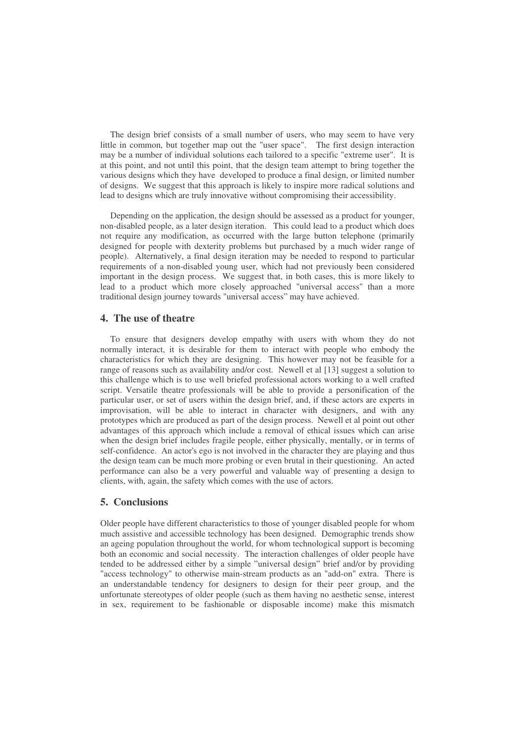The design brief consists of a small number of users, who may seem to have very little in common, but together map out the "user space". The first design interaction may be a number of individual solutions each tailored to a specific "extreme user". It is at this point, and not until this point, that the design team attempt to bring together the various designs which they have developed to produce a final design, or limited number of designs. We suggest that this approach is likely to inspire more radical solutions and lead to designs which are truly innovative without compromising their accessibility.

Depending on the application, the design should be assessed as a product for younger, non-disabled people, as a later design iteration. This could lead to a product which does not require any modification, as occurred with the large button telephone (primarily designed for people with dexterity problems but purchased by a much wider range of people). Alternatively, a final design iteration may be needed to respond to particular requirements of a non-disabled young user, which had not previously been considered important in the design process. We suggest that, in both cases, this is more likely to lead to a product which more closely approached "universal access" than a more traditional design journey towards "universal access" may have achieved.

## 4. The use of theatre

To ensure that designers develop empathy with users with whom they do not normally interact, it is desirable for them to interact with people who embody the characteristics for which they are designing. This however may not be feasible for a range of reasons such as availability and/or cost. Newell et al [13] suggest a solution to this challenge which is to use well briefed professional actors working to a well crafted script. Versatile theatre professionals will be able to provide a personification of the particular user, or set of users within the design brief, and, if these actors are experts in improvisation, will be able to interact in character with designers, and with any prototypes which are produced as part of the design process. Newell et al point out other advantages of this approach which include a removal of ethical issues which can arise when the design brief includes fragile people, either physically, mentally, or in terms of self-confidence. An actor's ego is not involved in the character they are playing and thus the design team can be much more probing or even brutal in their questioning. An acted performance can also be a very powerful and valuable way of presenting a design to clients, with, again, the safety which comes with the use of actors.

## 5. Conclusions

Older people have different characteristics to those of younger disabled people for whom much assistive and accessible technology has been designed. Demographic trends show an ageing population throughout the world, for whom technological support is becoming both an economic and social necessity. The interaction challenges of older people have tended to be addressed either by a simple "universal design" brief and/or by providing "access technology" to otherwise main-stream products as an "add-on" extra. There is an understandable tendency for designers to design for their peer group, and the unfortunate stereotypes of older people (such as them having no aesthetic sense, interest in sex, requirement to be fashionable or disposable income) make this mismatch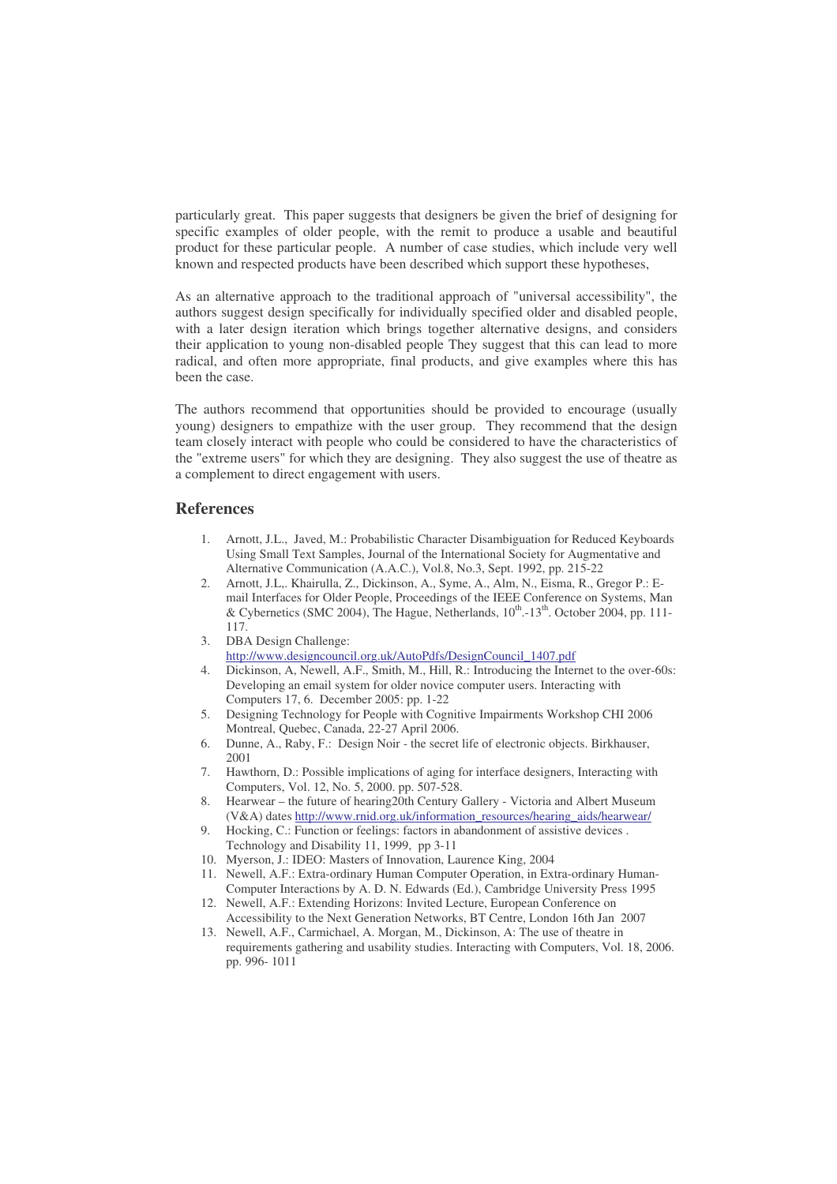particularly great. This paper suggests that designers be given the brief of designing for specific examples of older people, with the remit to produce a usable and beautiful product for these particular people. A number of case studies, which include very well known and respected products have been described which support these hypotheses,

As an alternative approach to the traditional approach of "universal accessibility", the authors suggest design specifically for individually specified older and disabled people, with a later design iteration which brings together alternative designs, and considers their application to young non-disabled people They suggest that this can lead to more radical, and often more appropriate, final products, and give examples where this has been the case.

The authors recommend that opportunities should be provided to encourage (usually young) designers to empathize with the user group. They recommend that the design team closely interact with people who could be considered to have the characteristics of the "extreme users" for which they are designing. They also suggest the use of theatre as a complement to direct engagement with users.

## References

1. Arnott, J.L., Javed, M.: Probabilistic Character Disambiguation for Reduced Keyboards Using Small Text Samples, Journal of the International Society for Augmentative and Alternative Communication (A.A.C.), Vol.8, No.3, Sept. 1992, pp. 215-22
2. Arnott, J.L,. Khairulla, Z., Dickinson, A., Syme, A., Alm, N., Eisma, R., Gregor P.: E-mail Interfaces for Older People, Proceedings of the IEEE Conference on Systems, Man & Cybernetics (SMC 2004), The Hague, Netherlands, 10th.-13th. October 2004, pp. 111-117.
3. DBA Design Challenge: http://www.designcouncil.org.uk/AutoPdfs/DesignCouncil_1407.pdf
4. Dickinson, A, Newell, A.F., Smith, M., Hill, R.: Introducing the Internet to the over-60s: Developing an email system for older novice computer users. Interacting with Computers 17, 6. December 2005: pp. 1-22
5. Designing Technology for People with Cognitive Impairments Workshop CHI 2006 Montreal, Quebec, Canada, 22-27 April 2006.
6. Dunne, A., Raby, F.: Design Noir - the secret life of electronic objects. Birkhauser, 2001
7. Hawthorn, D.: Possible implications of aging for interface designers, Interacting with Computers, Vol. 12, No. 5, 2000. pp. 507-528.
8. Hearwear – the future of hearing20th Century Gallery - Victoria and Albert Museum (V&A) dates http://www.rnid.org.uk/information_resources/hearing_aids/hearwear/
9. Hocking, C.: Function or feelings: factors in abandonment of assistive devices . Technology and Disability 11, 1999, pp 3-11
10. Myerson, J.: IDEO: Masters of Innovation, Laurence King, 2004
11. Newell, A.F.: Extra-ordinary Human Computer Operation, in Extra-ordinary Human-Computer Interactions by A. D. N. Edwards (Ed.), Cambridge University Press 1995
12. Newell, A.F.: Extending Horizons: Invited Lecture, European Conference on Accessibility to the Next Generation Networks, BT Centre, London 16th Jan 2007
13. Newell, A.F., Carmichael, A. Morgan, M., Dickinson, A: The use of theatre in requirements gathering and usability studies. Interacting with Computers, Vol. 18, 2006. pp. 996- 1011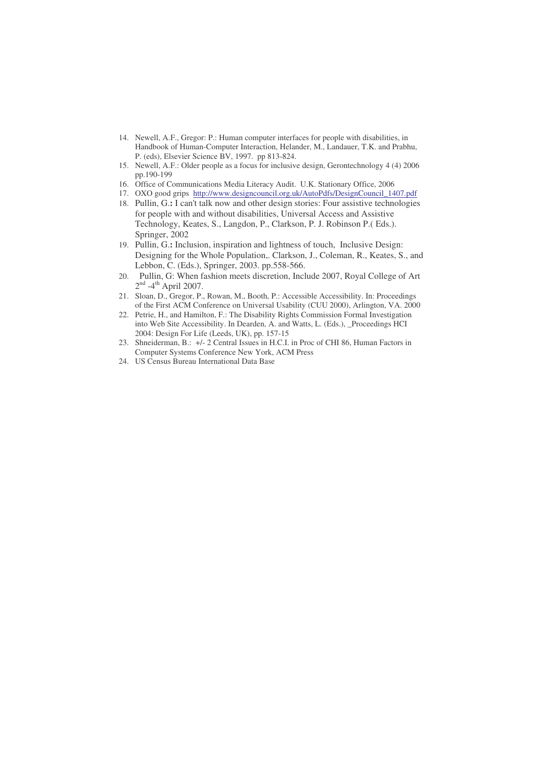14. Newell, A.F., Gregor: P.: Human computer interfaces for people with disabilities, in Handbook of Human-Computer Interaction, Helander, M., Landauer, T.K. and Prabhu, P. (eds), Elsevier Science BV, 1997. pp 813-824.
15. Newell, A.F.: Older people as a focus for inclusive design, Gerontechnology 4 (4) 2006 pp.190-199
16. Office of Communications Media Literacy Audit. U.K. Stationary Office, 2006
17. OXO good grips http://www.designcouncil.org.uk/AutoPdfs/DesignCouncil_1407.pdf
18. Pullin, G.**:** I can't talk now and other design stories: Four assistive technologies for people with and without disabilities, Universal Access and Assistive Technology, Keates, S., Langdon, P., Clarkson, P. J. Robinson P.( Eds.). Springer, 2002
19. Pullin, G.**:** Inclusion, inspiration and lightness of touch, Inclusive Design: Designing for the Whole Population,. Clarkson, J., Coleman, R., Keates, S., and Lebbon, C. (Eds.), Springer, 2003. pp.558-566.
20. Pullin, G: When fashion meets discretion, Include 2007, Royal College of Art 2nd -4th April 2007.
21. Sloan, D., Gregor, P., Rowan, M., Booth, P.: Accessible Accessibility. In: Proceedings of the First ACM Conference on Universal Usability (CUU 2000), Arlington, VA. 2000
22. Petrie, H., and Hamilton, F.: The Disability Rights Commission Formal Investigation into Web Site Accessibility. In Dearden, A. and Watts, L. (Eds.), _Proceedings HCI 2004: Design For Life (Leeds, UK), pp. 157-15
23. Shneiderman, B.: +/- 2 Central Issues in H.C.I. in Proc of CHI 86, Human Factors in Computer Systems Conference New York, ACM Press
24. US Census Bureau International Data Base